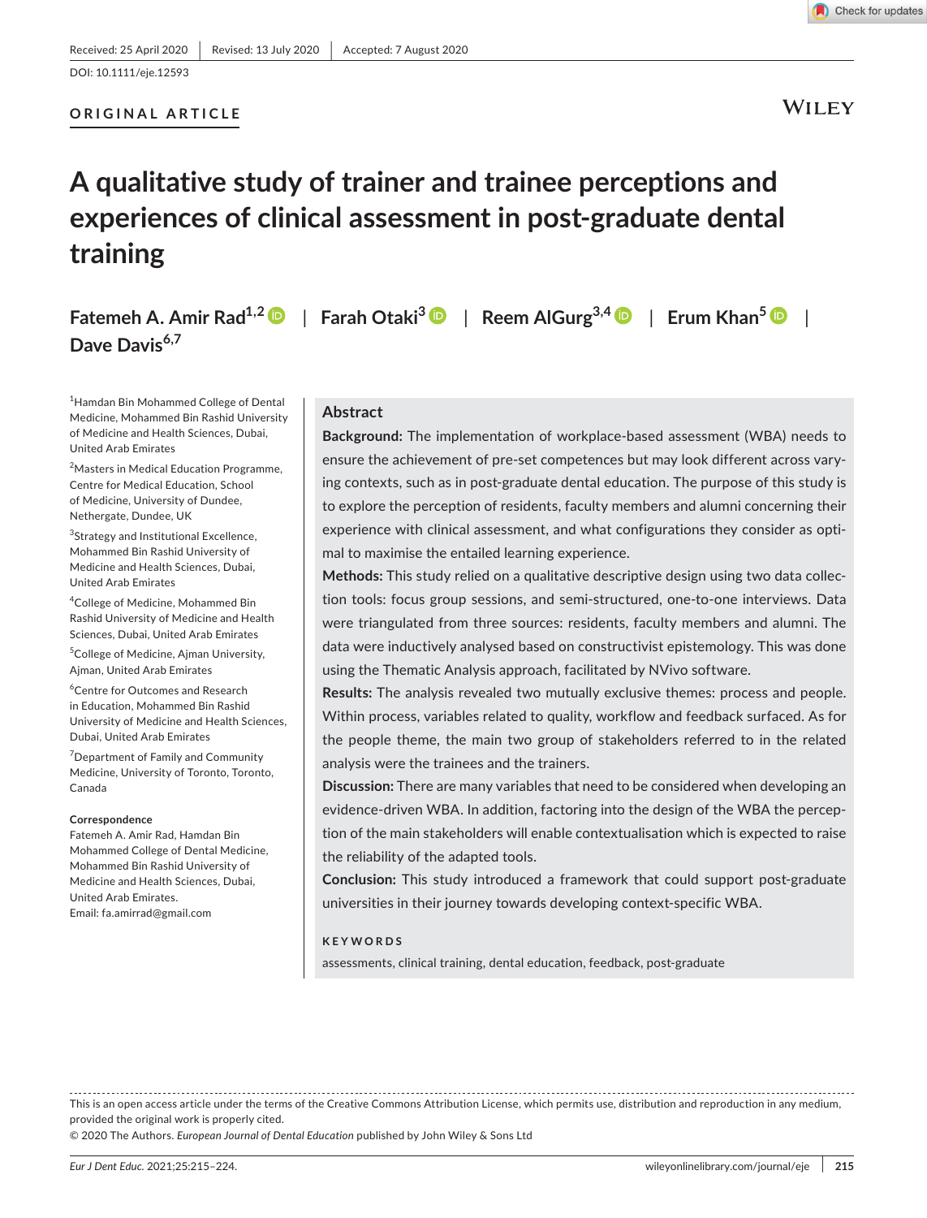Received: 25 April 2020 | Revised: 13 July 2020 | Accepted: 7 August 2020

DOI: 10.1111/eje.12593

**ORIGINAL ARTICLE**

# A qualitative study of trainer and trainee perceptions and experiences of clinical assessment in post-graduate dental training

**Fatemeh A. Amir Rad**[1,2] | **Farah Otaki**[3] | **Reem AlGurg**[3,4] | **Erum Khan**[5] | **Dave Davis**[6,7]

[1]Hamdan Bin Mohammed College of Dental Medicine, Mohammed Bin Rashid University of Medicine and Health Sciences, Dubai, United Arab Emirates

[2]Masters in Medical Education Programme, Centre for Medical Education, School of Medicine, University of Dundee, Nethergate, Dundee, UK

[3]Strategy and Institutional Excellence, Mohammed Bin Rashid University of Medicine and Health Sciences, Dubai, United Arab Emirates

[4]College of Medicine, Mohammed Bin Rashid University of Medicine and Health Sciences, Dubai, United Arab Emirates

[5]College of Medicine, Ajman University, Ajman, United Arab Emirates

[6]Centre for Outcomes and Research in Education, Mohammed Bin Rashid University of Medicine and Health Sciences, Dubai, United Arab Emirates

[7]Department of Family and Community Medicine, University of Toronto, Toronto, Canada

**Correspondence**
Fatemeh A. Amir Rad, Hamdan Bin Mohammed College of Dental Medicine, Mohammed Bin Rashid University of Medicine and Health Sciences, Dubai, United Arab Emirates.
Email: fa.amirrad@gmail.com

## Abstract

**Background:** The implementation of workplace-based assessment (WBA) needs to ensure the achievement of pre-set competences but may look different across varying contexts, such as in post-graduate dental education. The purpose of this study is to explore the perception of residents, faculty members and alumni concerning their experience with clinical assessment, and what configurations they consider as optimal to maximise the entailed learning experience.

**Methods:** This study relied on a qualitative descriptive design using two data collection tools: focus group sessions, and semi-structured, one-to-one interviews. Data were triangulated from three sources: residents, faculty members and alumni. The data were inductively analysed based on constructivist epistemology. This was done using the Thematic Analysis approach, facilitated by NVivo software.

**Results:** The analysis revealed two mutually exclusive themes: process and people. Within process, variables related to quality, workflow and feedback surfaced. As for the people theme, the main two group of stakeholders referred to in the related analysis were the trainees and the trainers.

**Discussion:** There are many variables that need to be considered when developing an evidence-driven WBA. In addition, factoring into the design of the WBA the perception of the main stakeholders will enable contextualisation which is expected to raise the reliability of the adapted tools.

**Conclusion:** This study introduced a framework that could support post-graduate universities in their journey towards developing context-specific WBA.

**KEYWORDS**

assessments, clinical training, dental education, feedback, post-graduate

---

This is an open access article under the terms of the Creative Commons Attribution License, which permits use, distribution and reproduction in any medium, provided the original work is properly cited.

© 2020 The Authors. *European Journal of Dental Education* published by John Wiley & Sons Ltd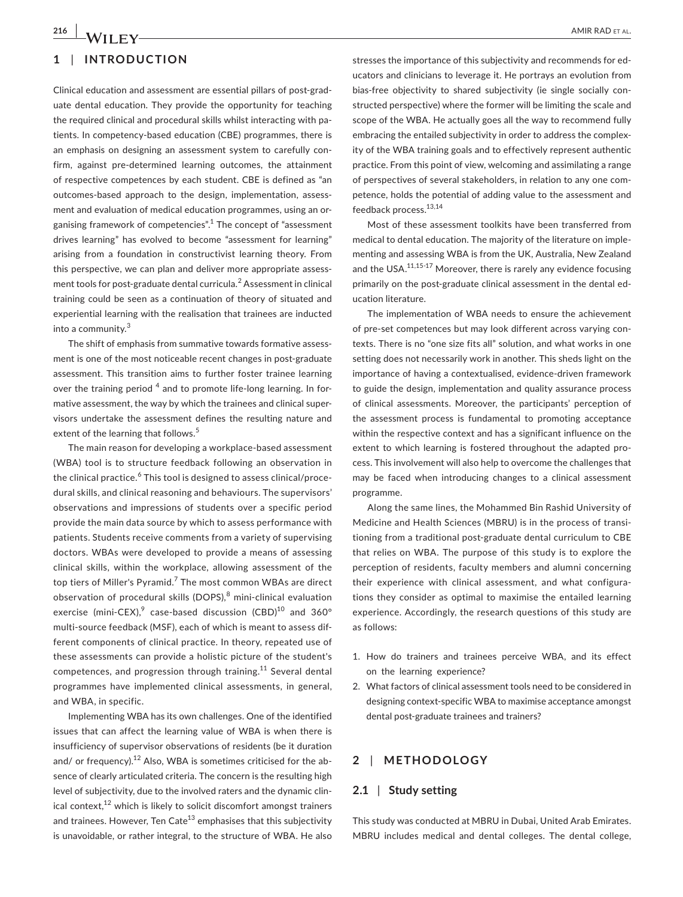## 1 | INTRODUCTION

Clinical education and assessment are essential pillars of post-graduate dental education. They provide the opportunity for teaching the required clinical and procedural skills whilst interacting with patients. In competency-based education (CBE) programmes, there is an emphasis on designing an assessment system to carefully confirm, against pre-determined learning outcomes, the attainment of respective competences by each student. CBE is defined as "an outcomes-based approach to the design, implementation, assessment and evaluation of medical education programmes, using an organising framework of competencies".[1] The concept of "assessment drives learning" has evolved to become "assessment for learning" arising from a foundation in constructivist learning theory. From this perspective, we can plan and deliver more appropriate assessment tools for post-graduate dental curricula.[2] Assessment in clinical training could be seen as a continuation of theory of situated and experiential learning with the realisation that trainees are inducted into a community.[3]

The shift of emphasis from summative towards formative assessment is one of the most noticeable recent changes in post-graduate assessment. This transition aims to further foster trainee learning over the training period [4] and to promote life-long learning. In formative assessment, the way by which the trainees and clinical supervisors undertake the assessment defines the resulting nature and extent of the learning that follows.[5]

The main reason for developing a workplace-based assessment (WBA) tool is to structure feedback following an observation in the clinical practice.[6] This tool is designed to assess clinical/procedural skills, and clinical reasoning and behaviours. The supervisors' observations and impressions of students over a specific period provide the main data source by which to assess performance with patients. Students receive comments from a variety of supervising doctors. WBAs were developed to provide a means of assessing clinical skills, within the workplace, allowing assessment of the top tiers of Miller's Pyramid.[7] The most common WBAs are direct observation of procedural skills (DOPS),[8] mini-clinical evaluation exercise (mini-CEX),[9] case-based discussion (CBD)[10] and 360° multi-source feedback (MSF), each of which is meant to assess different components of clinical practice. In theory, repeated use of these assessments can provide a holistic picture of the student's competences, and progression through training.[11] Several dental programmes have implemented clinical assessments, in general, and WBA, in specific.

Implementing WBA has its own challenges. One of the identified issues that can affect the learning value of WBA is when there is insufficiency of supervisor observations of residents (be it duration and/ or frequency).[12] Also, WBA is sometimes criticised for the absence of clearly articulated criteria. The concern is the resulting high level of subjectivity, due to the involved raters and the dynamic clinical context,[12] which is likely to solicit discomfort amongst trainers and trainees. However, Ten Cate[13] emphasises that this subjectivity is unavoidable, or rather integral, to the structure of WBA. He also stresses the importance of this subjectivity and recommends for educators and clinicians to leverage it. He portrays an evolution from bias-free objectivity to shared subjectivity (ie single socially constructed perspective) where the former will be limiting the scale and scope of the WBA. He actually goes all the way to recommend fully embracing the entailed subjectivity in order to address the complexity of the WBA training goals and to effectively represent authentic practice. From this point of view, welcoming and assimilating a range of perspectives of several stakeholders, in relation to any one competence, holds the potential of adding value to the assessment and feedback process.[13,14]

Most of these assessment toolkits have been transferred from medical to dental education. The majority of the literature on implementing and assessing WBA is from the UK, Australia, New Zealand and the USA.[11,15-17] Moreover, there is rarely any evidence focusing primarily on the post-graduate clinical assessment in the dental education literature.

The implementation of WBA needs to ensure the achievement of pre-set competences but may look different across varying contexts. There is no "one size fits all" solution, and what works in one setting does not necessarily work in another. This sheds light on the importance of having a contextualised, evidence-driven framework to guide the design, implementation and quality assurance process of clinical assessments. Moreover, the participants' perception of the assessment process is fundamental to promoting acceptance within the respective context and has a significant influence on the extent to which learning is fostered throughout the adapted process. This involvement will also help to overcome the challenges that may be faced when introducing changes to a clinical assessment programme.

Along the same lines, the Mohammed Bin Rashid University of Medicine and Health Sciences (MBRU) is in the process of transitioning from a traditional post-graduate dental curriculum to CBE that relies on WBA. The purpose of this study is to explore the perception of residents, faculty members and alumni concerning their experience with clinical assessment, and what configurations they consider as optimal to maximise the entailed learning experience. Accordingly, the research questions of this study are as follows:

1. How do trainers and trainees perceive WBA, and its effect on the learning experience?
2. What factors of clinical assessment tools need to be considered in designing context-specific WBA to maximise acceptance amongst dental post-graduate trainees and trainers?

## 2 | METHODOLOGY

### 2.1 | Study setting

This study was conducted at MBRU in Dubai, United Arab Emirates. MBRU includes medical and dental colleges. The dental college,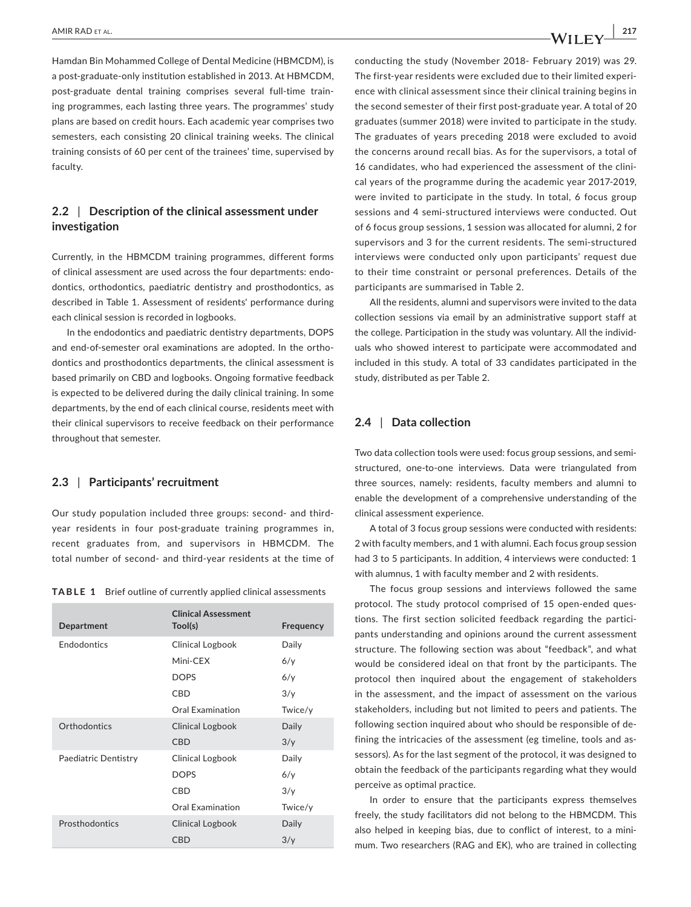Hamdan Bin Mohammed College of Dental Medicine (HBMCDM), is a post-graduate-only institution established in 2013. At HBMCDM, post-graduate dental training comprises several full-time training programmes, each lasting three years. The programmes' study plans are based on credit hours. Each academic year comprises two semesters, each consisting 20 clinical training weeks. The clinical training consists of 60 per cent of the trainees' time, supervised by faculty.

### 2.2 | Description of the clinical assessment under investigation

Currently, in the HBMCDM training programmes, different forms of clinical assessment are used across the four departments: endodontics, orthodontics, paediatric dentistry and prosthodontics, as described in Table 1. Assessment of residents' performance during each clinical session is recorded in logbooks.

In the endodontics and paediatric dentistry departments, DOPS and end-of-semester oral examinations are adopted. In the orthodontics and prosthodontics departments, the clinical assessment is based primarily on CBD and logbooks. Ongoing formative feedback is expected to be delivered during the daily clinical training. In some departments, by the end of each clinical course, residents meet with their clinical supervisors to receive feedback on their performance throughout that semester.

### 2.3 | Participants' recruitment

Our study population included three groups: second- and third-year residents in four post-graduate training programmes in, recent graduates from, and supervisors in HBMCDM. The total number of second- and third-year residents at the time of conducting the study (November 2018- February 2019) was 29. The first-year residents were excluded due to their limited experience with clinical assessment since their clinical training begins in the second semester of their first post-graduate year. A total of 20 graduates (summer 2018) were invited to participate in the study. The graduates of years preceding 2018 were excluded to avoid the concerns around recall bias. As for the supervisors, a total of 16 candidates, who had experienced the assessment of the clinical years of the programme during the academic year 2017-2019, were invited to participate in the study. In total, 6 focus group sessions and 4 semi-structured interviews were conducted. Out of 6 focus group sessions, 1 session was allocated for alumni, 2 for supervisors and 3 for the current residents. The semi-structured interviews were conducted only upon participants' request due to their time constraint or personal preferences. Details of the participants are summarised in Table 2.

All the residents, alumni and supervisors were invited to the data collection sessions via email by an administrative support staff at the college. Participation in the study was voluntary. All the individuals who showed interest to participate were accommodated and included in this study. A total of 33 candidates participated in the study, distributed as per Table 2.

**TABLE 1** Brief outline of currently applied clinical assessments

| Department | Clinical Assessment Tool(s) | Frequency |
|---|---|---|
| Endodontics | Clinical Logbook | Daily |
| | Mini-CEX | 6/y |
| | DOPS | 6/y |
| | CBD | 3/y |
| | Oral Examination | Twice/y |
| Orthodontics | Clinical Logbook | Daily |
| | CBD | 3/y |
| Paediatric Dentistry | Clinical Logbook | Daily |
| | DOPS | 6/y |
| | CBD | 3/y |
| | Oral Examination | Twice/y |
| Prosthodontics | Clinical Logbook | Daily |
| | CBD | 3/y |

### 2.4 | Data collection

Two data collection tools were used: focus group sessions, and semi-structured, one-to-one interviews. Data were triangulated from three sources, namely: residents, faculty members and alumni to enable the development of a comprehensive understanding of the clinical assessment experience.

A total of 3 focus group sessions were conducted with residents: 2 with faculty members, and 1 with alumni. Each focus group session had 3 to 5 participants. In addition, 4 interviews were conducted: 1 with alumnus, 1 with faculty member and 2 with residents.

The focus group sessions and interviews followed the same protocol. The study protocol comprised of 15 open-ended questions. The first section solicited feedback regarding the participants understanding and opinions around the current assessment structure. The following section was about "feedback", and what would be considered ideal on that front by the participants. The protocol then inquired about the engagement of stakeholders in the assessment, and the impact of assessment on the various stakeholders, including but not limited to peers and patients. The following section inquired about who should be responsible of defining the intricacies of the assessment (eg timeline, tools and assessors). As for the last segment of the protocol, it was designed to obtain the feedback of the participants regarding what they would perceive as optimal practice.

In order to ensure that the participants express themselves freely, the study facilitators did not belong to the HBMCDM. This also helped in keeping bias, due to conflict of interest, to a minimum. Two researchers (RAG and EK), who are trained in collecting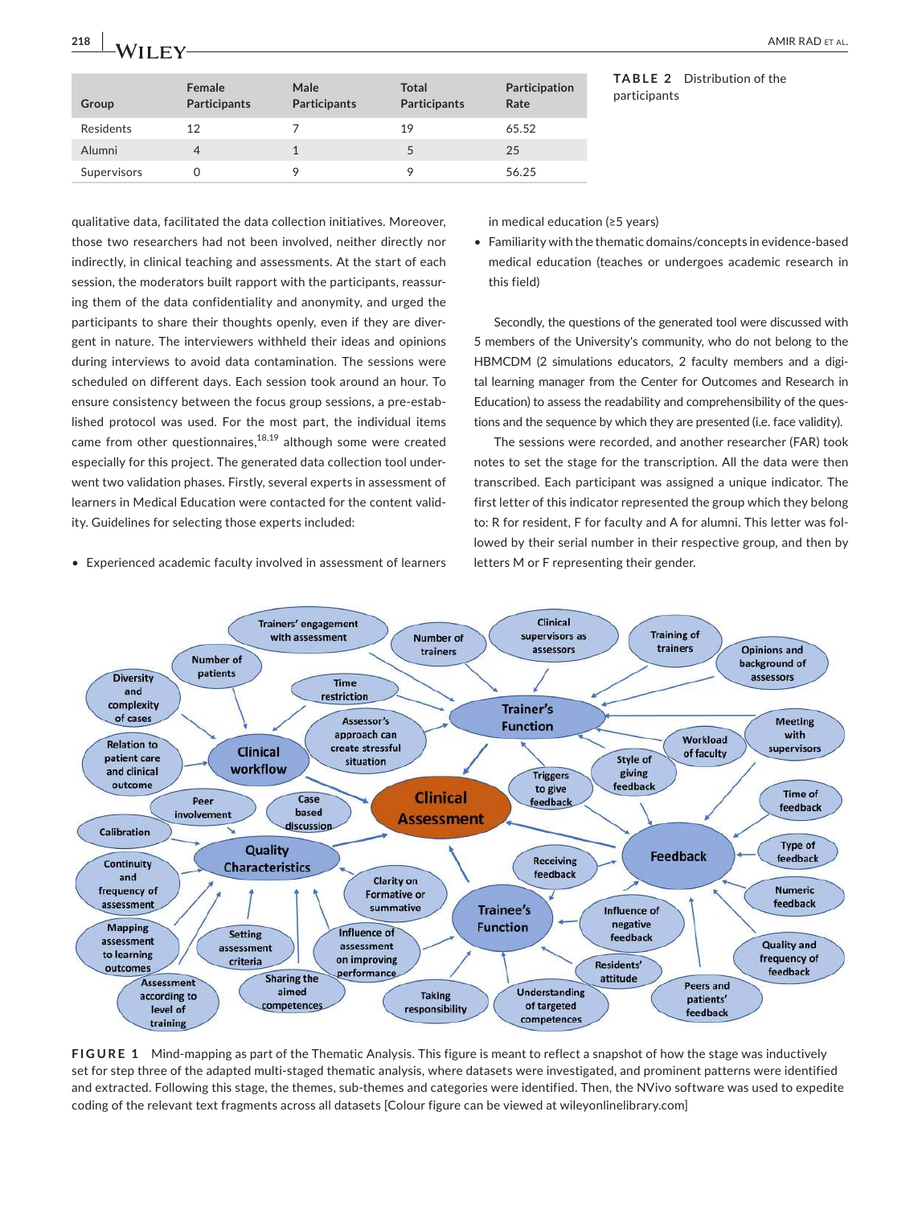**TABLE 2** Distribution of the participants

| Group | Female Participants | Male Participants | Total Participants | Participation Rate |
|---|---|---|---|---|
| Residents | 12 | 7 | 19 | 65.52 |
| Alumni | 4 | 1 | 5 | 25 |
| Supervisors | 0 | 9 | 9 | 56.25 |

qualitative data, facilitated the data collection initiatives. Moreover, those two researchers had not been involved, neither directly nor indirectly, in clinical teaching and assessments. At the start of each session, the moderators built rapport with the participants, reassuring them of the data confidentiality and anonymity, and urged the participants to share their thoughts openly, even if they are divergent in nature. The interviewers withheld their ideas and opinions during interviews to avoid data contamination. The sessions were scheduled on different days. Each session took around an hour. To ensure consistency between the focus group sessions, a pre-established protocol was used. For the most part, the individual items came from other questionnaires,[18,19] although some were created especially for this project. The generated data collection tool underwent two validation phases. Firstly, several experts in assessment of learners in Medical Education were contacted for the content validity. Guidelines for selecting those experts included:

- Experienced academic faculty involved in assessment of learners in medical education (≥5 years)
- Familiarity with the thematic domains/concepts in evidence-based medical education (teaches or undergoes academic research in this field)

Secondly, the questions of the generated tool were discussed with 5 members of the University's community, who do not belong to the HBMCDM (2 simulations educators, 2 faculty members and a digital learning manager from the Center for Outcomes and Research in Education) to assess the readability and comprehensibility of the questions and the sequence by which they are presented (i.e. face validity).

The sessions were recorded, and another researcher (FAR) took notes to set the stage for the transcription. All the data were then transcribed. Each participant was assigned a unique indicator. The first letter of this indicator represented the group which they belong to: R for resident, F for faculty and A for alumni. This letter was followed by their serial number in their respective group, and then by letters M or F representing their gender.

**FIGURE 1** Mind-mapping as part of the Thematic Analysis. This figure is meant to reflect a snapshot of how the stage was inductively set for step three of the adapted multi-staged thematic analysis, where datasets were investigated, and prominent patterns were identified and extracted. Following this stage, the themes, sub-themes and categories were identified. Then, the NVivo software was used to expedite coding of the relevant text fragments across all datasets [Colour figure can be viewed at wileyonlinelibrary.com]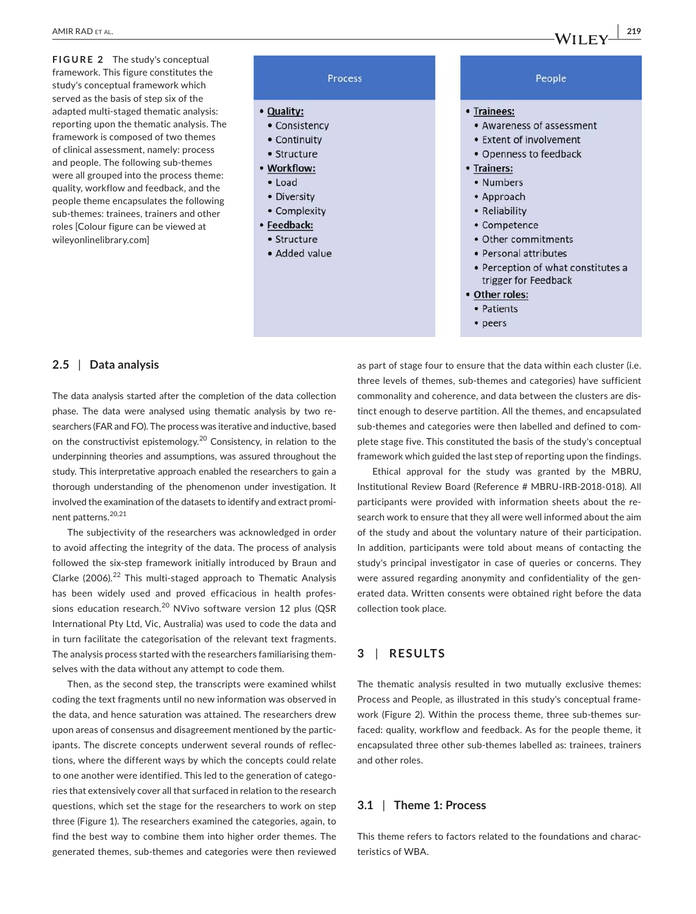**FIGURE 2** The study's conceptual framework. This figure constitutes the study's conceptual framework which served as the basis of step six of the adapted multi-staged thematic analysis: reporting upon the thematic analysis. The framework is composed of two themes of clinical assessment, namely: process and people. The following sub-themes were all grouped into the process theme: quality, workflow and feedback, and the people theme encapsulates the following sub-themes: trainees, trainers and other roles [Colour figure can be viewed at wileyonlinelibrary.com]

| Process | People |
| --- | --- |
| • **Quality:**<br>• Consistency<br>• Continuity<br>• Structure<br>• **Workflow:**<br>• Load<br>• Diversity<br>• Complexity<br>• **Feedback:**<br>• Structure<br>• Added value | • **Trainees:**<br>• Awareness of assessment<br>• Extent of involvement<br>• Openness to feedback<br>• **Trainers:**<br>• Numbers<br>• Approach<br>• Reliability<br>• Competence<br>• Other commitments<br>• Personal attributes<br>• Perception of what constitutes a trigger for Feedback<br>• **Other roles:**<br>• Patients<br>• peers |

## 2.5 | Data analysis

The data analysis started after the completion of the data collection phase. The data were analysed using thematic analysis by two researchers (FAR and FO). The process was iterative and inductive, based on the constructivist epistemology.[20] Consistency, in relation to the underpinning theories and assumptions, was assured throughout the study. This interpretative approach enabled the researchers to gain a thorough understanding of the phenomenon under investigation. It involved the examination of the datasets to identify and extract prominent patterns.[20,21]

The subjectivity of the researchers was acknowledged in order to avoid affecting the integrity of the data. The process of analysis followed the six-step framework initially introduced by Braun and Clarke (2006).[22] This multi-staged approach to Thematic Analysis has been widely used and proved efficacious in health professions education research.[20] NVivo software version 12 plus (QSR International Pty Ltd, Vic, Australia) was used to code the data and in turn facilitate the categorisation of the relevant text fragments. The analysis process started with the researchers familiarising themselves with the data without any attempt to code them.

Then, as the second step, the transcripts were examined whilst coding the text fragments until no new information was observed in the data, and hence saturation was attained. The researchers drew upon areas of consensus and disagreement mentioned by the participants. The discrete concepts underwent several rounds of reflections, where the different ways by which the concepts could relate to one another were identified. This led to the generation of categories that extensively cover all that surfaced in relation to the research questions, which set the stage for the researchers to work on step three (Figure 1). The researchers examined the categories, again, to find the best way to combine them into higher order themes. The generated themes, sub-themes and categories were then reviewed as part of stage four to ensure that the data within each cluster (i.e. three levels of themes, sub-themes and categories) have sufficient commonality and coherence, and data between the clusters are distinct enough to deserve partition. All the themes, and encapsulated sub-themes and categories were then labelled and defined to complete stage five. This constituted the basis of the study's conceptual framework which guided the last step of reporting upon the findings.

Ethical approval for the study was granted by the MBRU, Institutional Review Board (Reference # MBRU-IRB-2018-018). All participants were provided with information sheets about the research work to ensure that they all were well informed about the aim of the study and about the voluntary nature of their participation. In addition, participants were told about means of contacting the study's principal investigator in case of queries or concerns. They were assured regarding anonymity and confidentiality of the generated data. Written consents were obtained right before the data collection took place.

# 3 | RESULTS

The thematic analysis resulted in two mutually exclusive themes: Process and People, as illustrated in this study's conceptual framework (Figure 2). Within the process theme, three sub-themes surfaced: quality, workflow and feedback. As for the people theme, it encapsulated three other sub-themes labelled as: trainees, trainers and other roles.

## 3.1 | Theme 1: Process

This theme refers to factors related to the foundations and characteristics of WBA.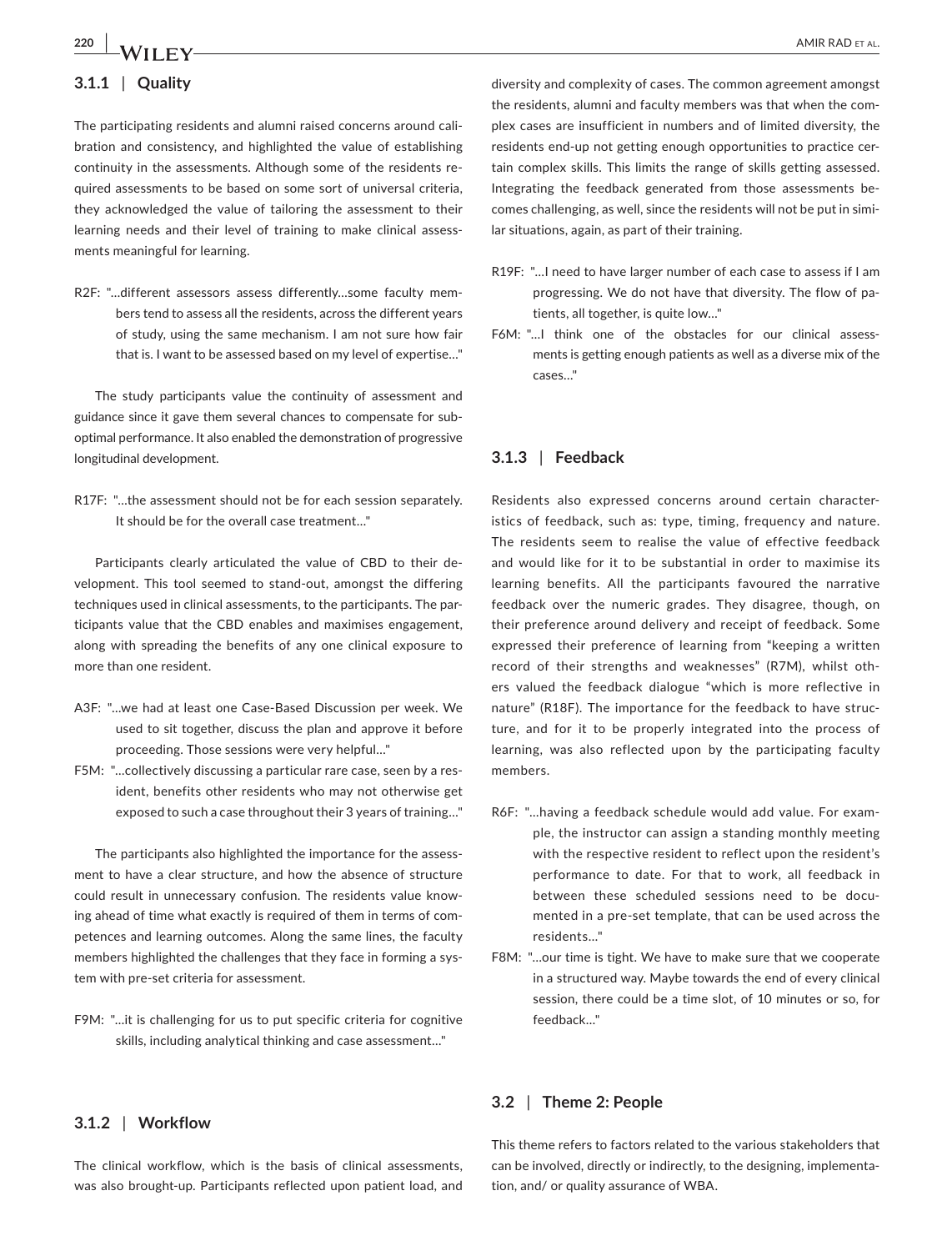### 3.1.1 | Quality

The participating residents and alumni raised concerns around calibration and consistency, and highlighted the value of establishing continuity in the assessments. Although some of the residents required assessments to be based on some sort of universal criteria, they acknowledged the value of tailoring the assessment to their learning needs and their level of training to make clinical assessments meaningful for learning.

R2F: "…different assessors assess differently…some faculty members tend to assess all the residents, across the different years of study, using the same mechanism. I am not sure how fair that is. I want to be assessed based on my level of expertise…"

The study participants value the continuity of assessment and guidance since it gave them several chances to compensate for suboptimal performance. It also enabled the demonstration of progressive longitudinal development.

R17F: "…the assessment should not be for each session separately. It should be for the overall case treatment…"

Participants clearly articulated the value of CBD to their development. This tool seemed to stand-out, amongst the differing techniques used in clinical assessments, to the participants. The participants value that the CBD enables and maximises engagement, along with spreading the benefits of any one clinical exposure to more than one resident.

A3F: "…we had at least one Case-Based Discussion per week. We used to sit together, discuss the plan and approve it before proceeding. Those sessions were very helpful…"

F5M: "…collectively discussing a particular rare case, seen by a resident, benefits other residents who may not otherwise get exposed to such a case throughout their 3 years of training…"

The participants also highlighted the importance for the assessment to have a clear structure, and how the absence of structure could result in unnecessary confusion. The residents value knowing ahead of time what exactly is required of them in terms of competences and learning outcomes. Along the same lines, the faculty members highlighted the challenges that they face in forming a system with pre-set criteria for assessment.

F9M: "…it is challenging for us to put specific criteria for cognitive skills, including analytical thinking and case assessment…"

### 3.1.2 | Workflow

The clinical workflow, which is the basis of clinical assessments, was also brought-up. Participants reflected upon patient load, and diversity and complexity of cases. The common agreement amongst the residents, alumni and faculty members was that when the complex cases are insufficient in numbers and of limited diversity, the residents end-up not getting enough opportunities to practice certain complex skills. This limits the range of skills getting assessed. Integrating the feedback generated from those assessments becomes challenging, as well, since the residents will not be put in similar situations, again, as part of their training.

R19F: "…I need to have larger number of each case to assess if I am progressing. We do not have that diversity. The flow of patients, all together, is quite low…"

F6M: "…I think one of the obstacles for our clinical assessments is getting enough patients as well as a diverse mix of the cases…"

### 3.1.3 | Feedback

Residents also expressed concerns around certain characteristics of feedback, such as: type, timing, frequency and nature. The residents seem to realise the value of effective feedback and would like for it to be substantial in order to maximise its learning benefits. All the participants favoured the narrative feedback over the numeric grades. They disagree, though, on their preference around delivery and receipt of feedback. Some expressed their preference of learning from "keeping a written record of their strengths and weaknesses" (R7M), whilst others valued the feedback dialogue "which is more reflective in nature" (R18F). The importance for the feedback to have structure, and for it to be properly integrated into the process of learning, was also reflected upon by the participating faculty members.

R6F: "…having a feedback schedule would add value. For example, the instructor can assign a standing monthly meeting with the respective resident to reflect upon the resident's performance to date. For that to work, all feedback in between these scheduled sessions need to be documented in a pre-set template, that can be used across the residents…"

F8M: "…our time is tight. We have to make sure that we cooperate in a structured way. Maybe towards the end of every clinical session, there could be a time slot, of 10 minutes or so, for feedback…"

## 3.2 | Theme 2: People

This theme refers to factors related to the various stakeholders that can be involved, directly or indirectly, to the designing, implementation, and/ or quality assurance of WBA.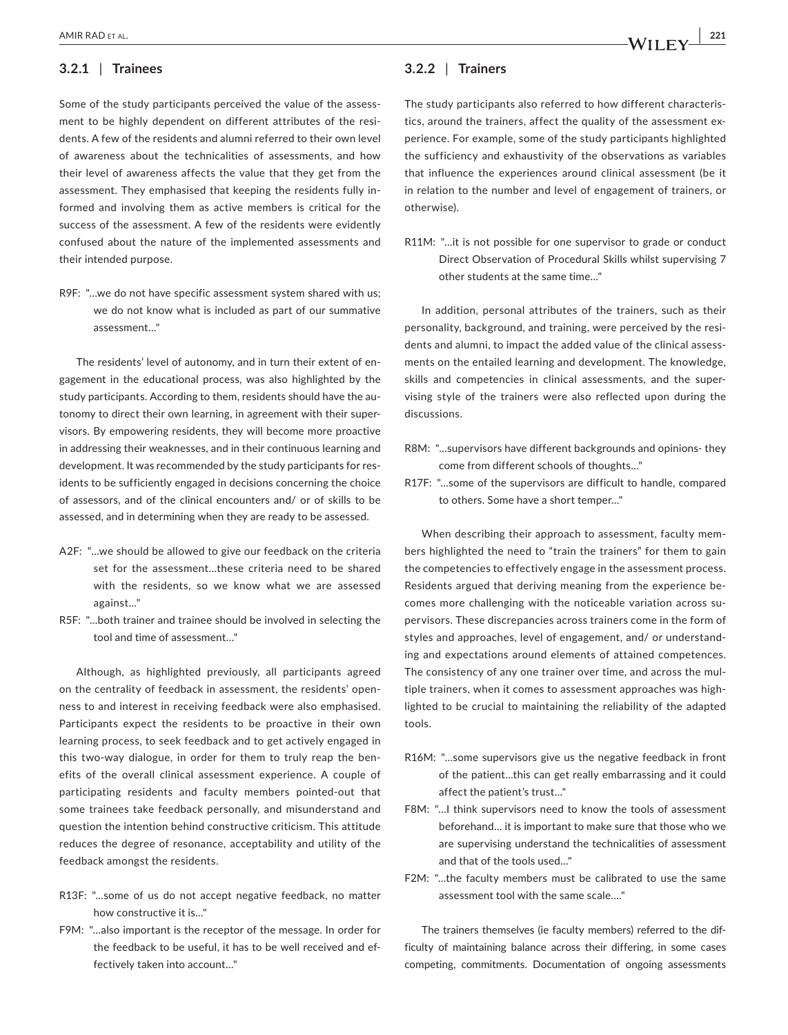### 3.2.1 | Trainees

Some of the study participants perceived the value of the assessment to be highly dependent on different attributes of the residents. A few of the residents and alumni referred to their own level of awareness about the technicalities of assessments, and how their level of awareness affects the value that they get from the assessment. They emphasised that keeping the residents fully informed and involving them as active members is critical for the success of the assessment. A few of the residents were evidently confused about the nature of the implemented assessments and their intended purpose.

R9F: "…we do not have specific assessment system shared with us; we do not know what is included as part of our summative assessment…"

The residents' level of autonomy, and in turn their extent of engagement in the educational process, was also highlighted by the study participants. According to them, residents should have the autonomy to direct their own learning, in agreement with their supervisors. By empowering residents, they will become more proactive in addressing their weaknesses, and in their continuous learning and development. It was recommended by the study participants for residents to be sufficiently engaged in decisions concerning the choice of assessors, and of the clinical encounters and/ or of skills to be assessed, and in determining when they are ready to be assessed.

A2F: "…we should be allowed to give our feedback on the criteria set for the assessment…these criteria need to be shared with the residents, so we know what we are assessed against…"

R5F: "…both trainer and trainee should be involved in selecting the tool and time of assessment…"

Although, as highlighted previously, all participants agreed on the centrality of feedback in assessment, the residents' openness to and interest in receiving feedback were also emphasised. Participants expect the residents to be proactive in their own learning process, to seek feedback and to get actively engaged in this two-way dialogue, in order for them to truly reap the benefits of the overall clinical assessment experience. A couple of participating residents and faculty members pointed-out that some trainees take feedback personally, and misunderstand and question the intention behind constructive criticism. This attitude reduces the degree of resonance, acceptability and utility of the feedback amongst the residents.

R13F: "…some of us do not accept negative feedback, no matter how constructive it is…"

F9M: "…also important is the receptor of the message. In order for the feedback to be useful, it has to be well received and effectively taken into account…"

### 3.2.2 | Trainers

The study participants also referred to how different characteristics, around the trainers, affect the quality of the assessment experience. For example, some of the study participants highlighted the sufficiency and exhaustivity of the observations as variables that influence the experiences around clinical assessment (be it in relation to the number and level of engagement of trainers, or otherwise).

R11M: "…it is not possible for one supervisor to grade or conduct Direct Observation of Procedural Skills whilst supervising 7 other students at the same time…"

In addition, personal attributes of the trainers, such as their personality, background, and training, were perceived by the residents and alumni, to impact the added value of the clinical assessments on the entailed learning and development. The knowledge, skills and competencies in clinical assessments, and the supervising style of the trainers were also reflected upon during the discussions.

R8M: "…supervisors have different backgrounds and opinions- they come from different schools of thoughts…"

R17F: "…some of the supervisors are difficult to handle, compared to others. Some have a short temper…"

When describing their approach to assessment, faculty members highlighted the need to "train the trainers" for them to gain the competencies to effectively engage in the assessment process. Residents argued that deriving meaning from the experience becomes more challenging with the noticeable variation across supervisors. These discrepancies across trainers come in the form of styles and approaches, level of engagement, and/ or understanding and expectations around elements of attained competences. The consistency of any one trainer over time, and across the multiple trainers, when it comes to assessment approaches was highlighted to be crucial to maintaining the reliability of the adapted tools.

R16M: "…some supervisors give us the negative feedback in front of the patient…this can get really embarrassing and it could affect the patient's trust…"

F8M: "…I think supervisors need to know the tools of assessment beforehand… it is important to make sure that those who we are supervising understand the technicalities of assessment and that of the tools used…"

F2M: "…the faculty members must be calibrated to use the same assessment tool with the same scale…."

The trainers themselves (ie faculty members) referred to the difficulty of maintaining balance across their differing, in some cases competing, commitments. Documentation of ongoing assessments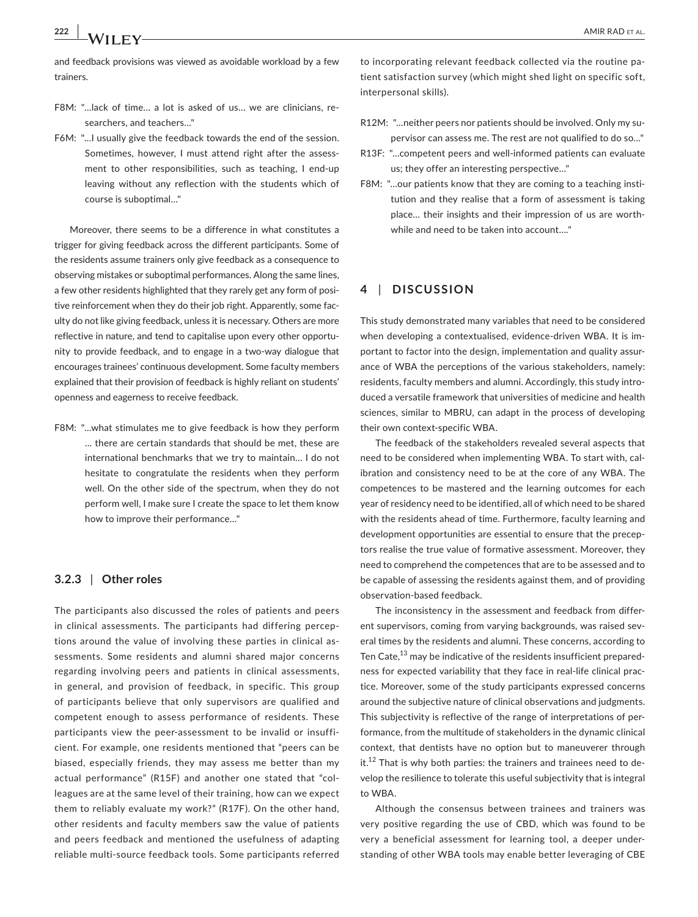and feedback provisions was viewed as avoidable workload by a few trainers.

F8M: "…lack of time… a lot is asked of us… we are clinicians, researchers, and teachers…"

F6M: "…I usually give the feedback towards the end of the session. Sometimes, however, I must attend right after the assessment to other responsibilities, such as teaching, I end-up leaving without any reflection with the students which of course is suboptimal…"

Moreover, there seems to be a difference in what constitutes a trigger for giving feedback across the different participants. Some of the residents assume trainers only give feedback as a consequence to observing mistakes or suboptimal performances. Along the same lines, a few other residents highlighted that they rarely get any form of positive reinforcement when they do their job right. Apparently, some faculty do not like giving feedback, unless it is necessary. Others are more reflective in nature, and tend to capitalise upon every other opportunity to provide feedback, and to engage in a two-way dialogue that encourages trainees' continuous development. Some faculty members explained that their provision of feedback is highly reliant on students' openness and eagerness to receive feedback.

F8M: "…what stimulates me to give feedback is how they perform … there are certain standards that should be met, these are international benchmarks that we try to maintain… I do not hesitate to congratulate the residents when they perform well. On the other side of the spectrum, when they do not perform well, I make sure I create the space to let them know how to improve their performance…"

### 3.2.3 | Other roles

The participants also discussed the roles of patients and peers in clinical assessments. The participants had differing perceptions around the value of involving these parties in clinical assessments. Some residents and alumni shared major concerns regarding involving peers and patients in clinical assessments, in general, and provision of feedback, in specific. This group of participants believe that only supervisors are qualified and competent enough to assess performance of residents. These participants view the peer-assessment to be invalid or insufficient. For example, one residents mentioned that "peers can be biased, especially friends, they may assess me better than my actual performance" (R15F) and another one stated that "colleagues are at the same level of their training, how can we expect them to reliably evaluate my work?" (R17F). On the other hand, other residents and faculty members saw the value of patients and peers feedback and mentioned the usefulness of adapting reliable multi-source feedback tools. Some participants referred to incorporating relevant feedback collected via the routine patient satisfaction survey (which might shed light on specific soft, interpersonal skills).

R12M: "…neither peers nor patients should be involved. Only my supervisor can assess me. The rest are not qualified to do so…"

R13F: "…competent peers and well-informed patients can evaluate us; they offer an interesting perspective…"

F8M: "…our patients know that they are coming to a teaching institution and they realise that a form of assessment is taking place… their insights and their impression of us are worthwhile and need to be taken into account…."

## 4 | DISCUSSION

This study demonstrated many variables that need to be considered when developing a contextualised, evidence-driven WBA. It is important to factor into the design, implementation and quality assurance of WBA the perceptions of the various stakeholders, namely: residents, faculty members and alumni. Accordingly, this study introduced a versatile framework that universities of medicine and health sciences, similar to MBRU, can adapt in the process of developing their own context-specific WBA.

The feedback of the stakeholders revealed several aspects that need to be considered when implementing WBA. To start with, calibration and consistency need to be at the core of any WBA. The competences to be mastered and the learning outcomes for each year of residency need to be identified, all of which need to be shared with the residents ahead of time. Furthermore, faculty learning and development opportunities are essential to ensure that the preceptors realise the true value of formative assessment. Moreover, they need to comprehend the competences that are to be assessed and to be capable of assessing the residents against them, and of providing observation-based feedback.

The inconsistency in the assessment and feedback from different supervisors, coming from varying backgrounds, was raised several times by the residents and alumni. These concerns, according to Ten Cate,[13] may be indicative of the residents insufficient preparedness for expected variability that they face in real-life clinical practice. Moreover, some of the study participants expressed concerns around the subjective nature of clinical observations and judgments. This subjectivity is reflective of the range of interpretations of performance, from the multitude of stakeholders in the dynamic clinical context, that dentists have no option but to maneuverer through it.[12] That is why both parties: the trainers and trainees need to develop the resilience to tolerate this useful subjectivity that is integral to WBA.

Although the consensus between trainees and trainers was very positive regarding the use of CBD, which was found to be very a beneficial assessment for learning tool, a deeper understanding of other WBA tools may enable better leveraging of CBE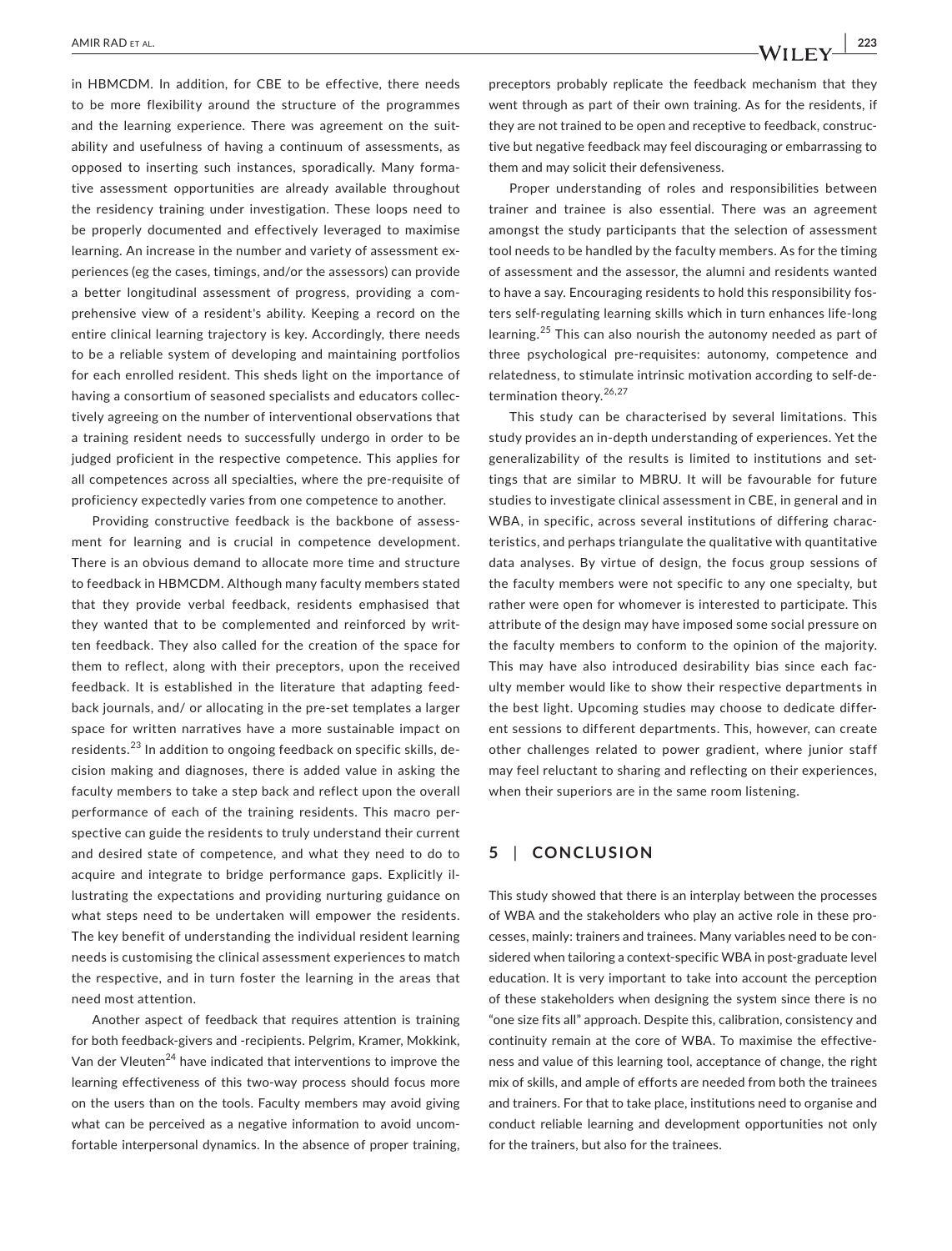in HBMCDM. In addition, for CBE to be effective, there needs to be more flexibility around the structure of the programmes and the learning experience. There was agreement on the suitability and usefulness of having a continuum of assessments, as opposed to inserting such instances, sporadically. Many formative assessment opportunities are already available throughout the residency training under investigation. These loops need to be properly documented and effectively leveraged to maximise learning. An increase in the number and variety of assessment experiences (eg the cases, timings, and/or the assessors) can provide a better longitudinal assessment of progress, providing a comprehensive view of a resident's ability. Keeping a record on the entire clinical learning trajectory is key. Accordingly, there needs to be a reliable system of developing and maintaining portfolios for each enrolled resident. This sheds light on the importance of having a consortium of seasoned specialists and educators collectively agreeing on the number of interventional observations that a training resident needs to successfully undergo in order to be judged proficient in the respective competence. This applies for all competences across all specialties, where the pre-requisite of proficiency expectedly varies from one competence to another.

Providing constructive feedback is the backbone of assessment for learning and is crucial in competence development. There is an obvious demand to allocate more time and structure to feedback in HBMCDM. Although many faculty members stated that they provide verbal feedback, residents emphasised that they wanted that to be complemented and reinforced by written feedback. They also called for the creation of the space for them to reflect, along with their preceptors, upon the received feedback. It is established in the literature that adapting feedback journals, and/ or allocating in the pre-set templates a larger space for written narratives have a more sustainable impact on residents.[23] In addition to ongoing feedback on specific skills, decision making and diagnoses, there is added value in asking the faculty members to take a step back and reflect upon the overall performance of each of the training residents. This macro perspective can guide the residents to truly understand their current and desired state of competence, and what they need to do to acquire and integrate to bridge performance gaps. Explicitly illustrating the expectations and providing nurturing guidance on what steps need to be undertaken will empower the residents. The key benefit of understanding the individual resident learning needs is customising the clinical assessment experiences to match the respective, and in turn foster the learning in the areas that need most attention.

Another aspect of feedback that requires attention is training for both feedback-givers and -recipients. Pelgrim, Kramer, Mokkink, Van der Vleuten[24] have indicated that interventions to improve the learning effectiveness of this two-way process should focus more on the users than on the tools. Faculty members may avoid giving what can be perceived as a negative information to avoid uncomfortable interpersonal dynamics. In the absence of proper training, preceptors probably replicate the feedback mechanism that they went through as part of their own training. As for the residents, if they are not trained to be open and receptive to feedback, constructive but negative feedback may feel discouraging or embarrassing to them and may solicit their defensiveness.

Proper understanding of roles and responsibilities between trainer and trainee is also essential. There was an agreement amongst the study participants that the selection of assessment tool needs to be handled by the faculty members. As for the timing of assessment and the assessor, the alumni and residents wanted to have a say. Encouraging residents to hold this responsibility fosters self-regulating learning skills which in turn enhances life-long learning.[25] This can also nourish the autonomy needed as part of three psychological pre-requisites: autonomy, competence and relatedness, to stimulate intrinsic motivation according to self-determination theory.[26,27]

This study can be characterised by several limitations. This study provides an in-depth understanding of experiences. Yet the generalizability of the results is limited to institutions and settings that are similar to MBRU. It will be favourable for future studies to investigate clinical assessment in CBE, in general and in WBA, in specific, across several institutions of differing characteristics, and perhaps triangulate the qualitative with quantitative data analyses. By virtue of design, the focus group sessions of the faculty members were not specific to any one specialty, but rather were open for whomever is interested to participate. This attribute of the design may have imposed some social pressure on the faculty members to conform to the opinion of the majority. This may have also introduced desirability bias since each faculty member would like to show their respective departments in the best light. Upcoming studies may choose to dedicate different sessions to different departments. This, however, can create other challenges related to power gradient, where junior staff may feel reluctant to sharing and reflecting on their experiences, when their superiors are in the same room listening.

## 5 | CONCLUSION

This study showed that there is an interplay between the processes of WBA and the stakeholders who play an active role in these processes, mainly: trainers and trainees. Many variables need to be considered when tailoring a context-specific WBA in post-graduate level education. It is very important to take into account the perception of these stakeholders when designing the system since there is no "one size fits all" approach. Despite this, calibration, consistency and continuity remain at the core of WBA. To maximise the effectiveness and value of this learning tool, acceptance of change, the right mix of skills, and ample of efforts are needed from both the trainees and trainers. For that to take place, institutions need to organise and conduct reliable learning and development opportunities not only for the trainers, but also for the trainees.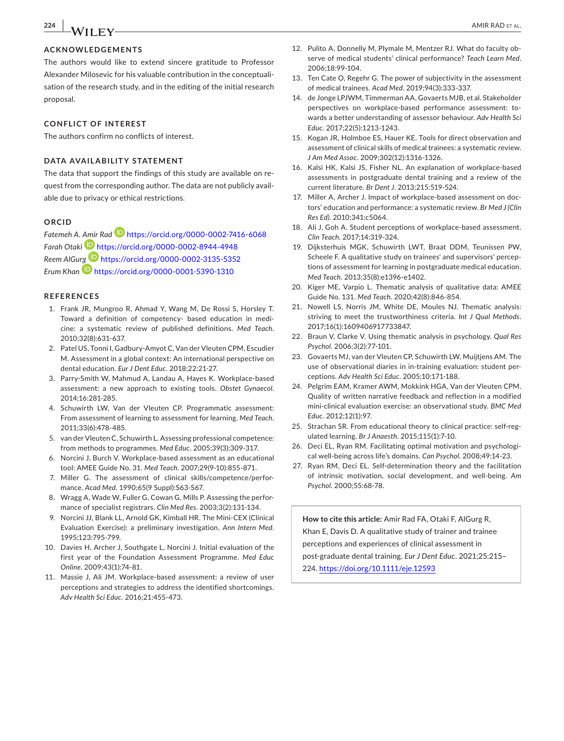## ACKNOWLEDGEMENTS

The authors would like to extend sincere gratitude to Professor Alexander Milosevic for his valuable contribution in the conceptualisation of the research study, and in the editing of the initial research proposal.

## CONFLICT OF INTEREST

The authors confirm no conflicts of interest.

## DATA AVAILABILITY STATEMENT

The data that support the findings of this study are available on request from the corresponding author. The data are not publicly available due to privacy or ethical restrictions.

## ORCID

*Fatemeh A. Amir Rad* https://orcid.org/0000-0002-7416-6068
*Farah Otaki* https://orcid.org/0000-0002-8944-4948
*Reem AlGurg* https://orcid.org/0000-0002-3135-5352
*Erum Khan* https://orcid.org/0000-0001-5390-1310

## REFERENCES

1. Frank JR, Mungroo R, Ahmad Y, Wang M, De Rossi S, Horsley T. Toward a definition of competency- based education in medicine: a systematic review of published definitions. *Med Teach*. 2010;32(8):631-637.
2. Patel US, Tonni I, Gadbury-Amyot C, Van der Vleuten CPM, Escudier M. Assessment in a global context: An international perspective on dental education. *Eur J Dent Educ*. 2018;22:21-27.
3. Parry-Smith W, Mahmud A, Landau A, Hayes K. Workplace-based assessment: a new approach to existing tools. *Obstet Gynaecol*. 2014;16:281-285.
4. Schuwirth LW, Van der Vleuten CP. Programmatic assessment: From assessment of learning to assessment for learning. *Med Teach*. 2011;33(6):478-485.
5. van der Vleuten C, Schuwirth L. Assessing professional competence: from methods to programmes. *Med Educ*. 2005;39(3):309-317.
6. Norcini J, Burch V. Workplace-based assessment as an educational tool: AMEE Guide No. 31. *Med Teach*. 2007;29(9-10):855-871.
7. Miller G. The assessment of clinical skills/competence/performance. *Acad Med*. 1990;65(9 Suppl):S63-S67.
8. Wragg A, Wade W, Fuller G, Cowan G, Mills P. Assessing the performance of specialist registrars. *Clin Med Res*. 2003;3(2):131-134.
9. Norcini JJ, Blank LL, Arnold GK, Kimball HR. The Mini-CEX (Clinical Evaluation Exercise): a preliminary investigation. *Ann Intern Med*. 1995;123:795-799.
10. Davies H, Archer J, Southgate L, Norcini J. Initial evaluation of the first year of the Foundation Assessment Programme. *Med Educ Online*. 2009;43(1):74-81.
11. Massie J, Ali JM. Workplace-based assessment: a review of user perceptions and strategies to address the identified shortcomings. *Adv Health Sci Educ*. 2016;21:455-473.
12. Pulito A, Donnelly M, Plymale M, Mentzer RJ. What do faculty observe of medical students' clinical performance? *Teach Learn Med*. 2006;18:99-104.
13. Ten Cate O, Regehr G. The power of subjectivity in the assessment of medical trainees. *Acad Med*. 2019;94(3):333-337.
14. de Jonge LPJWM, Timmerman AA, Govaerts MJB, et al. Stakeholder perspectives on workplace-based performance assessment: towards a better understanding of assessor behaviour. *Adv Health Sci Educ*. 2017;22(5):1213-1243.
15. Kogan JR, Holmboe ES, Hauer KE. Tools for direct observation and assessment of clinical skills of medical trainees: a systematic review. *J Am Med Assoc*. 2009;302(12):1316-1326.
16. Kalsi HK, Kalsi JS, Fisher NL. An explanation of workplace-based assessments in postgraduate dental training and a review of the current literature. *Br Dent J*. 2013;215:519-524.
17. Miller A, Archer J. Impact of workplace-based assessment on doctors' education and performance: a systematic review. *Br Med J (Clin Res Ed)*. 2010;341:c5064.
18. Ali J, Goh A. Student perceptions of workplace-based assessment. *Clin Teach*. 2017;14:319-324.
19. Dijksterhuis MGK, Schuwirth LWT, Braat DDM, Teunissen PW, Scheele F. A qualitative study on trainees' and supervisors' perceptions of assessment for learning in postgraduate medical education. *Med Teach*. 2013;35(8):e1396-e1402.
20. Kiger ME, Varpio L. Thematic analysis of qualitative data: AMEE Guide No. 131. *Med Teach*. 2020;42(8):846-854.
21. Nowell LS, Norris JM, White DE, Moules NJ. Thematic analysis: striving to meet the trustworthiness criteria. *Int J Qual Methods*. 2017;16(1):1609406917733847.
22. Braun V, Clarke V. Using thematic analysis in psychology. *Qual Res Psychol*. 2006;3(2):77-101.
23. Govaerts MJ, van der Vleuten CP, Schuwirth LW, Muijtjens AM. The use of observational diaries in in-training evaluation: student perceptions. *Adv Health Sci Educ*. 2005;10:171-188.
24. Pelgrim EAM, Kramer AWM, Mokkink HGA, Van der Vleuten CPM. Quality of written narrative feedback and reflection in a modified mini-clinical evaluation exercise: an observational study. *BMC Med Educ*. 2012;12(1):97.
25. Strachan SR. From educational theory to clinical practice: self-regulated learning. *Br J Anaesth*. 2015;115(1):7-10.
26. Deci EL, Ryan RM. Facilitating optimal motivation and psychological well-being across life's domains. *Can Psychol*. 2008;49:14-23.
27. Ryan RM, Deci EL. Self-determination theory and the facilitation of intrinsic motivation, social development, and well-being. *Am Psychol*. 2000;55:68-78.

**How to cite this article:** Amir Rad FA, Otaki F, AlGurg R, Khan E, Davis D. A qualitative study of trainer and trainee perceptions and experiences of clinical assessment in post-graduate dental training. *Eur J Dent Educ*. 2021;25:215–224. https://doi.org/10.1111/eje.12593